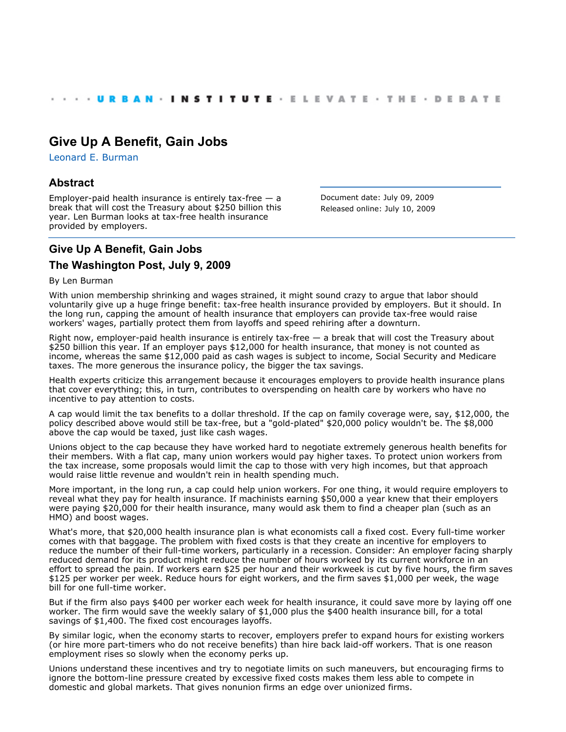URBAN INSTITUTE · ELEVATE · THE · DEBATE

# Give Up A Benefit, Gain Jobs

Leonard E. Burman

## Abstract

Employer-paid health insurance is entirely tax-free — a break that will cost the Treasury about $250 billion this year. Len Burman looks at tax-free health insurance provided by employers.

Document date: July 09, 2009
Released online: July 10, 2009

## Give Up A Benefit, Gain Jobs

### The Washington Post, July 9, 2009

By Len Burman

With union membership shrinking and wages strained, it might sound crazy to argue that labor should voluntarily give up a huge fringe benefit: tax-free health insurance provided by employers. But it should. In the long run, capping the amount of health insurance that employers can provide tax-free would raise workers' wages, partially protect them from layoffs and speed rehiring after a downturn.

Right now, employer-paid health insurance is entirely tax-free — a break that will cost the Treasury about $250 billion this year. If an employer pays $12,000 for health insurance, that money is not counted as income, whereas the same $12,000 paid as cash wages is subject to income, Social Security and Medicare taxes. The more generous the insurance policy, the bigger the tax savings.

Health experts criticize this arrangement because it encourages employers to provide health insurance plans that cover everything; this, in turn, contributes to overspending on health care by workers who have no incentive to pay attention to costs.

A cap would limit the tax benefits to a dollar threshold. If the cap on family coverage were, say, $12,000, the policy described above would still be tax-free, but a "gold-plated" $20,000 policy wouldn't be. The $8,000 above the cap would be taxed, just like cash wages.

Unions object to the cap because they have worked hard to negotiate extremely generous health benefits for their members. With a flat cap, many union workers would pay higher taxes. To protect union workers from the tax increase, some proposals would limit the cap to those with very high incomes, but that approach would raise little revenue and wouldn't rein in health spending much.

More important, in the long run, a cap could help union workers. For one thing, it would require employers to reveal what they pay for health insurance. If machinists earning $50,000 a year knew that their employers were paying $20,000 for their health insurance, many would ask them to find a cheaper plan (such as an HMO) and boost wages.

What's more, that $20,000 health insurance plan is what economists call a fixed cost. Every full-time worker comes with that baggage. The problem with fixed costs is that they create an incentive for employers to reduce the number of their full-time workers, particularly in a recession. Consider: An employer facing sharply reduced demand for its product might reduce the number of hours worked by its current workforce in an effort to spread the pain. If workers earn $25 per hour and their workweek is cut by five hours, the firm saves $125 per worker per week. Reduce hours for eight workers, and the firm saves $1,000 per week, the wage bill for one full-time worker.

But if the firm also pays $400 per worker each week for health insurance, it could save more by laying off one worker. The firm would save the weekly salary of $1,000 plus the $400 health insurance bill, for a total savings of $1,400. The fixed cost encourages layoffs.

By similar logic, when the economy starts to recover, employers prefer to expand hours for existing workers (or hire more part-timers who do not receive benefits) than hire back laid-off workers. That is one reason employment rises so slowly when the economy perks up.

Unions understand these incentives and try to negotiate limits on such maneuvers, but encouraging firms to ignore the bottom-line pressure created by excessive fixed costs makes them less able to compete in domestic and global markets. That gives nonunion firms an edge over unionized firms.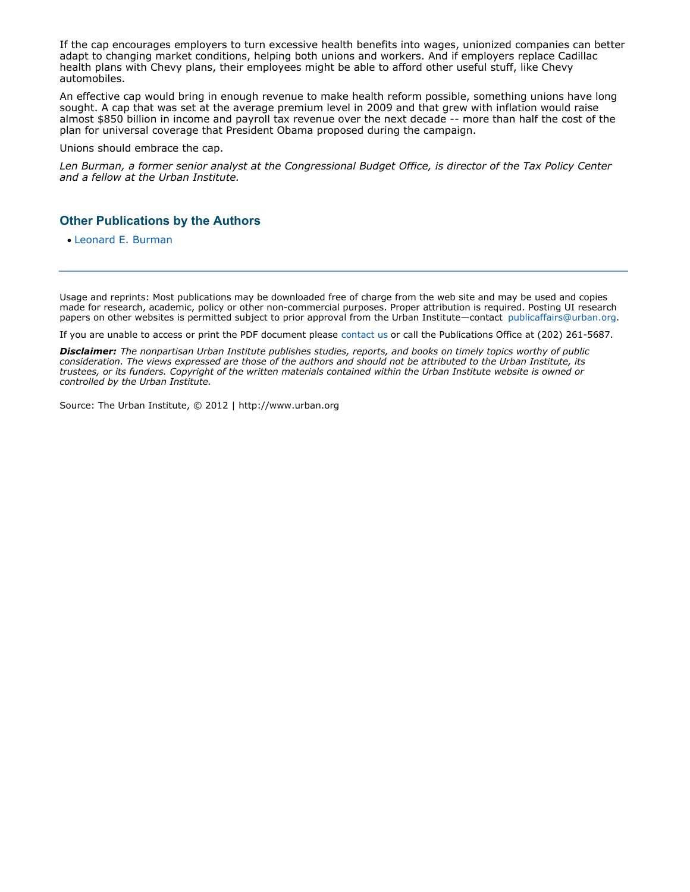If the cap encourages employers to turn excessive health benefits into wages, unionized companies can better adapt to changing market conditions, helping both unions and workers. And if employers replace Cadillac health plans with Chevy plans, their employees might be able to afford other useful stuff, like Chevy automobiles.

An effective cap would bring in enough revenue to make health reform possible, something unions have long sought. A cap that was set at the average premium level in 2009 and that grew with inflation would raise almost $850 billion in income and payroll tax revenue over the next decade -- more than half the cost of the plan for universal coverage that President Obama proposed during the campaign.

Unions should embrace the cap.

*Len Burman, a former senior analyst at the Congressional Budget Office, is director of the Tax Policy Center and a fellow at the Urban Institute.*

## Other Publications by the Authors

- Leonard E. Burman

---

Usage and reprints: Most publications may be downloaded free of charge from the web site and may be used and copies made for research, academic, policy or other non-commercial purposes. Proper attribution is required. Posting UI research papers on other websites is permitted subject to prior approval from the Urban Institute—contact publicaffairs@urban.org.

If you are unable to access or print the PDF document please contact us or call the Publications Office at (202) 261-5687.

***Disclaimer:*** *The nonpartisan Urban Institute publishes studies, reports, and books on timely topics worthy of public consideration. The views expressed are those of the authors and should not be attributed to the Urban Institute, its trustees, or its funders. Copyright of the written materials contained within the Urban Institute website is owned or controlled by the Urban Institute.*

Source: The Urban Institute, © 2012 | http://www.urban.org